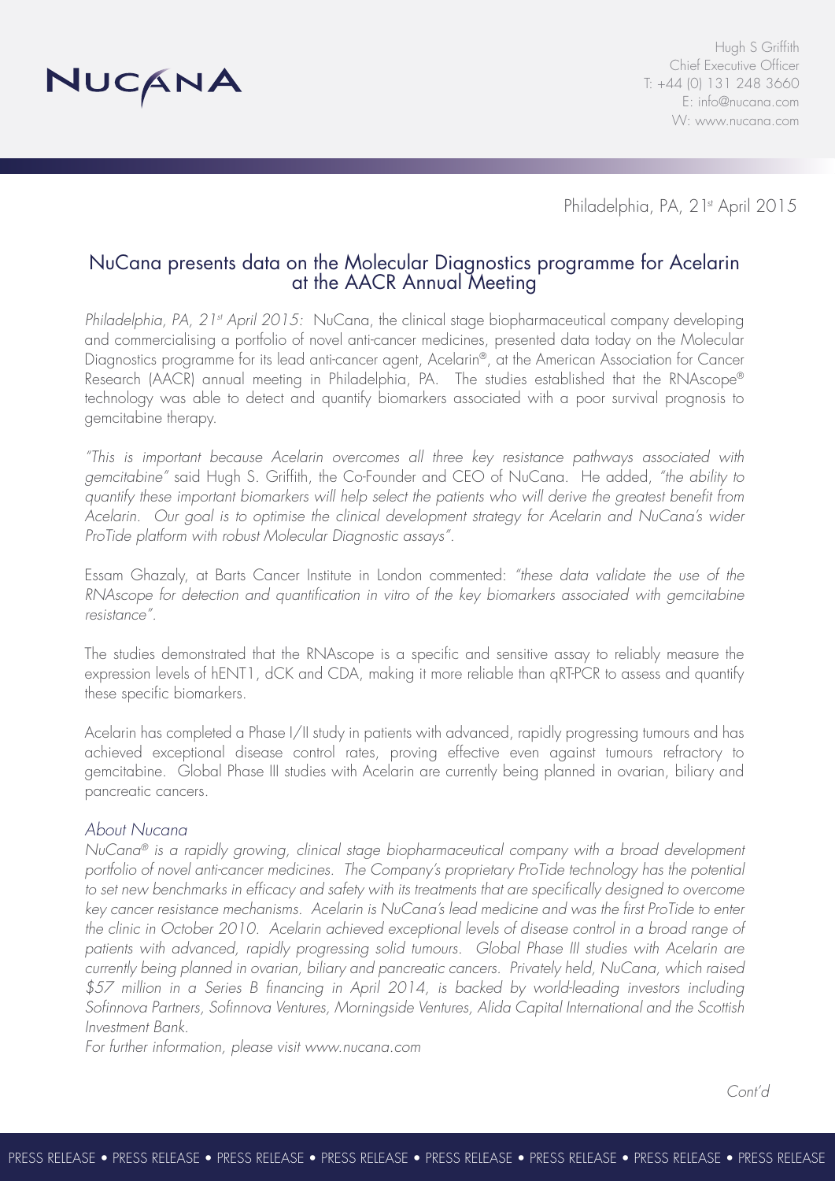NUCANA

Hugh S Griffith
Chief Executive Officer
T: +44 (0) 131 248 3660
E: info@nucana.com
W: www.nucana.com

Philadelphia, PA, 21st April 2015

# NuCana presents data on the Molecular Diagnostics programme for Acelarin at the AACR Annual Meeting

*Philadelphia, PA, 21st April 2015:* NuCana, the clinical stage biopharmaceutical company developing and commercialising a portfolio of novel anti-cancer medicines, presented data today on the Molecular Diagnostics programme for its lead anti-cancer agent, Acelarin®, at the American Association for Cancer Research (AACR) annual meeting in Philadelphia, PA. The studies established that the RNAscope® technology was able to detect and quantify biomarkers associated with a poor survival prognosis to gemcitabine therapy.

*"This is important because Acelarin overcomes all three key resistance pathways associated with gemcitabine"* said Hugh S. Griffith, the Co-Founder and CEO of NuCana. He added, *"the ability to quantify these important biomarkers will help select the patients who will derive the greatest benefit from Acelarin. Our goal is to optimise the clinical development strategy for Acelarin and NuCana's wider ProTide platform with robust Molecular Diagnostic assays".*

Essam Ghazaly, at Barts Cancer Institute in London commented: *"these data validate the use of the RNAscope for detection and quantification in vitro of the key biomarkers associated with gemcitabine resistance".*

The studies demonstrated that the RNAscope is a specific and sensitive assay to reliably measure the expression levels of hENT1, dCK and CDA, making it more reliable than qRT-PCR to assess and quantify these specific biomarkers.

Acelarin has completed a Phase I/II study in patients with advanced, rapidly progressing tumours and has achieved exceptional disease control rates, proving effective even against tumours refractory to gemcitabine. Global Phase III studies with Acelarin are currently being planned in ovarian, biliary and pancreatic cancers.

### *About Nucana*

*NuCana® is a rapidly growing, clinical stage biopharmaceutical company with a broad development portfolio of novel anti-cancer medicines. The Company's proprietary ProTide technology has the potential to set new benchmarks in efficacy and safety with its treatments that are specifically designed to overcome key cancer resistance mechanisms. Acelarin is NuCana's lead medicine and was the first ProTide to enter the clinic in October 2010. Acelarin achieved exceptional levels of disease control in a broad range of patients with advanced, rapidly progressing solid tumours. Global Phase III studies with Acelarin are currently being planned in ovarian, biliary and pancreatic cancers. Privately held, NuCana, which raised $57 million in a Series B financing in April 2014, is backed by world-leading investors including Sofinnova Partners, Sofinnova Ventures, Morningside Ventures, Alida Capital International and the Scottish Investment Bank.*

*For further information, please visit www.nucana.com*

*Cont'd*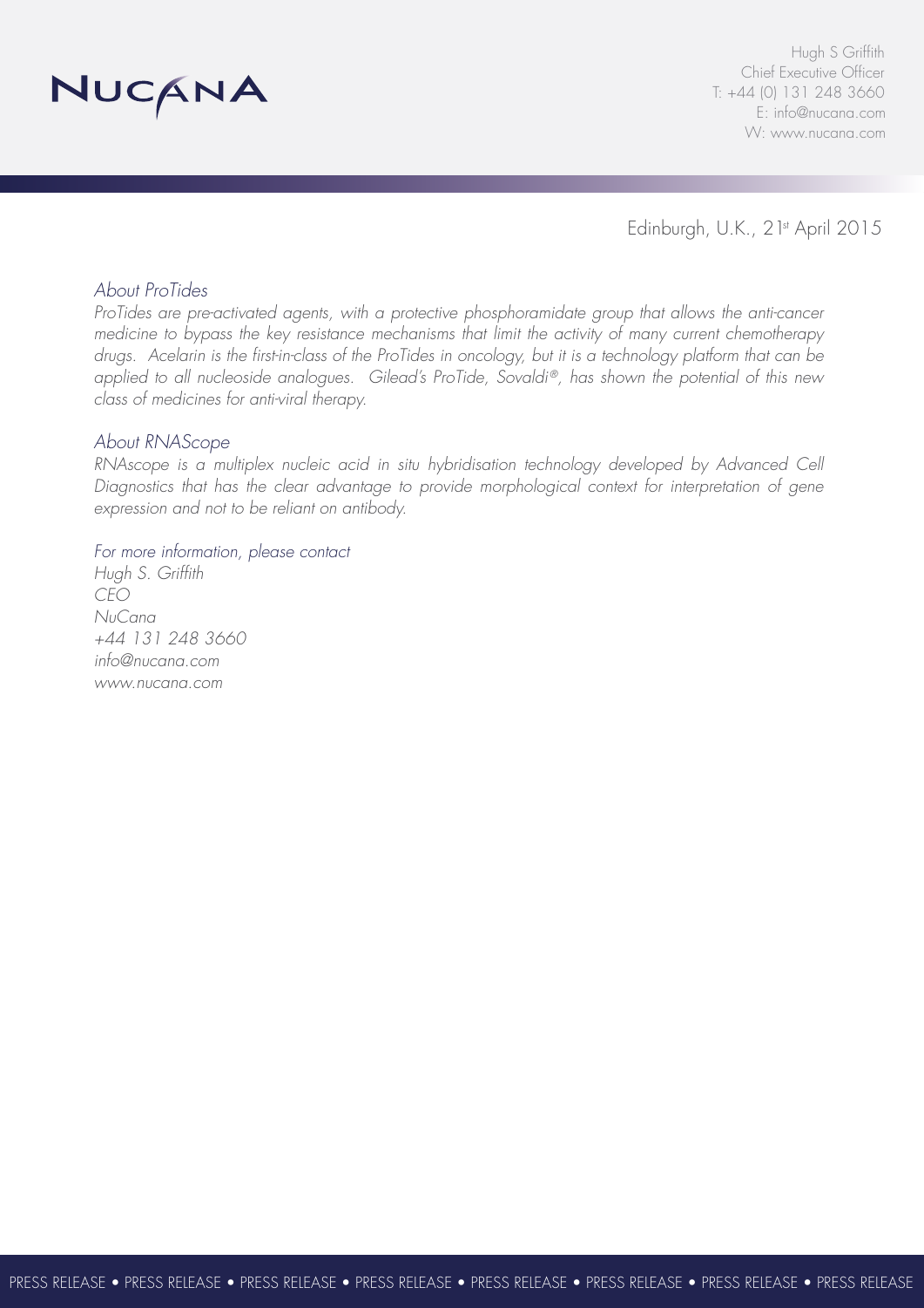Edinburgh, U.K., 21st April 2015

*About ProTides*

*ProTides are pre-activated agents, with a protective phosphoramidate group that allows the anti-cancer medicine to bypass the key resistance mechanisms that limit the activity of many current chemotherapy drugs. Acelarin is the first-in-class of the ProTides in oncology, but it is a technology platform that can be applied to all nucleoside analogues. Gilead's ProTide, Sovaldi®, has shown the potential of this new class of medicines for anti-viral therapy.*

*About RNAScope*

*RNAscope is a multiplex nucleic acid in situ hybridisation technology developed by Advanced Cell Diagnostics that has the clear advantage to provide morphological context for interpretation of gene expression and not to be reliant on antibody.*

*For more information, please contact*
*Hugh S. Griffith*
*CEO*
*NuCana*
*+44 131 248 3660*
*info@nucana.com*
*www.nucana.com*